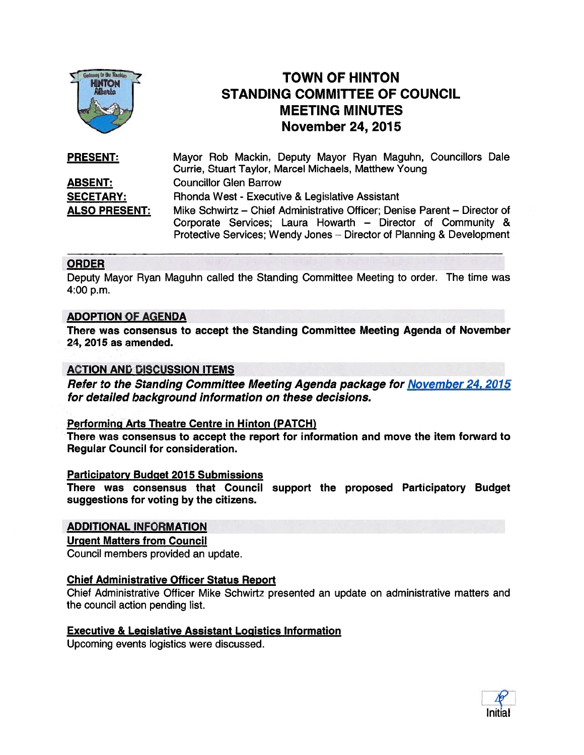# TOWN OF HINTON
# STANDING COMMITTEE OF COUNCIL
# MEETING MINUTES
# November 24, 2015

**PRESENT:** Mayor Rob Mackin, Deputy Mayor Ryan Maguhn, Councillors Dale Currie, Stuart Taylor, Marcel Michaels, Matthew Young

**ABSENT:** Councillor Glen Barrow

**SECETARY:** Rhonda West - Executive & Legislative Assistant

**ALSO PRESENT:** Mike Schwirtz – Chief Administrative Officer; Denise Parent – Director of Corporate Services; Laura Howarth – Director of Community & Protective Services; Wendy Jones – Director of Planning & Development

## ORDER

Deputy Mayor Ryan Maguhn called the Standing Committee Meeting to order. The time was 4:00 p.m.

## ADOPTION OF AGENDA

**There was consensus to accept the Standing Committee Meeting Agenda of November 24, 2015 as amended.**

## ACTION AND DISCUSSION ITEMS

***Refer to the Standing Committee Meeting Agenda package for November 24, 2015 for detailed background information on these decisions.***

### Performing Arts Theatre Centre in Hinton (PATCH)

**There was consensus to accept the report for information and move the item forward to Regular Council for consideration.**

### Participatory Budget 2015 Submissions

**There was consensus that Council support the proposed Participatory Budget suggestions for voting by the citizens.**

## ADDITIONAL INFORMATION

### Urgent Matters from Council

Council members provided an update.

### Chief Administrative Officer Status Report

Chief Administrative Officer Mike Schwirtz presented an update on administrative matters and the council action pending list.

### Executive & Legislative Assistant Logistics Information

Upcoming events logistics were discussed.

Initial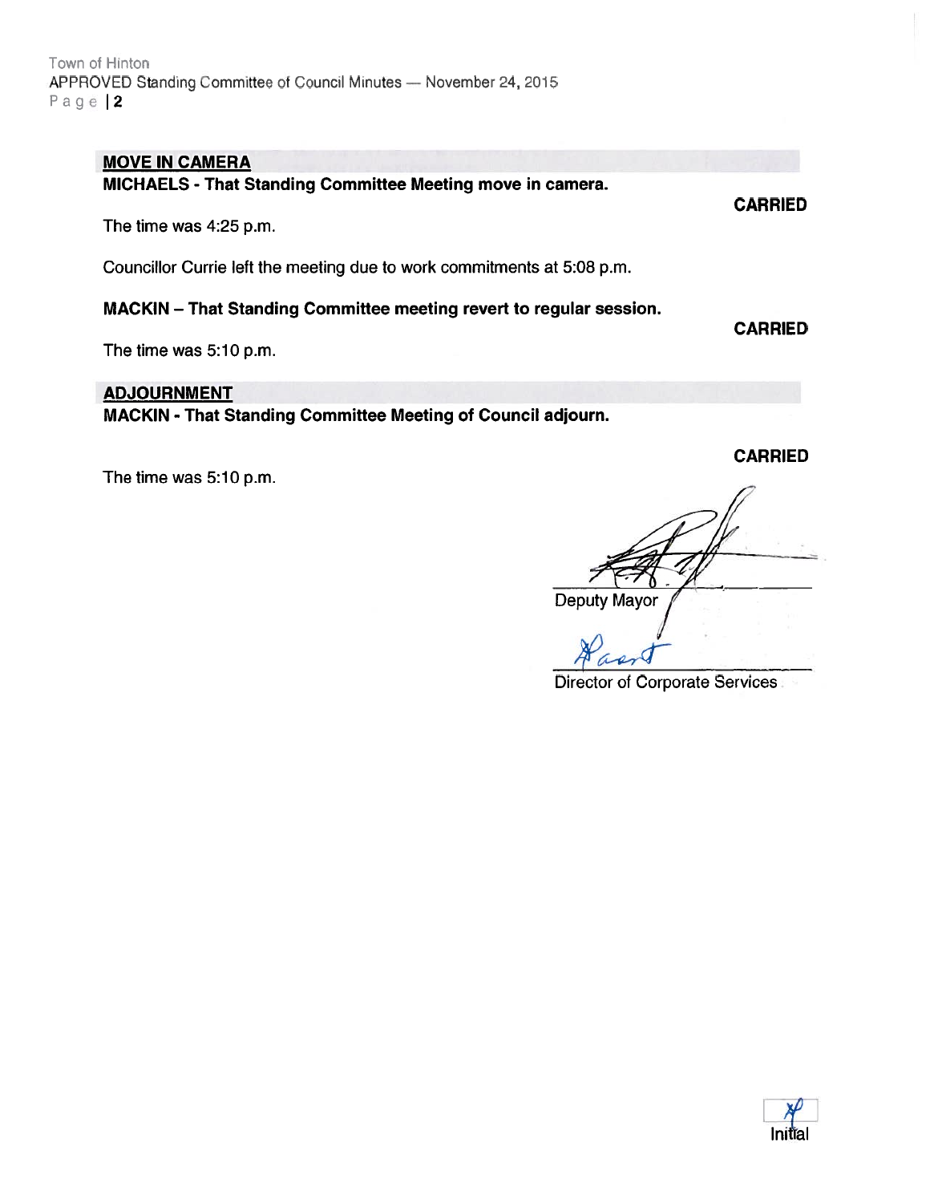## MOVE IN CAMERA

**MICHAELS - That Standing Committee Meeting move in camera.**

**CARRIED**

The time was 4:25 p.m.

Councillor Currie left the meeting due to work commitments at 5:08 p.m.

**MACKIN – That Standing Committee meeting revert to regular session.**

**CARRIED**

The time was 5:10 p.m.

## ADJOURNMENT

**MACKIN - That Standing Committee Meeting of Council adjourn.**

**CARRIED**

The time was 5:10 p.m.

Deputy Mayor

Director of Corporate Services

Initial